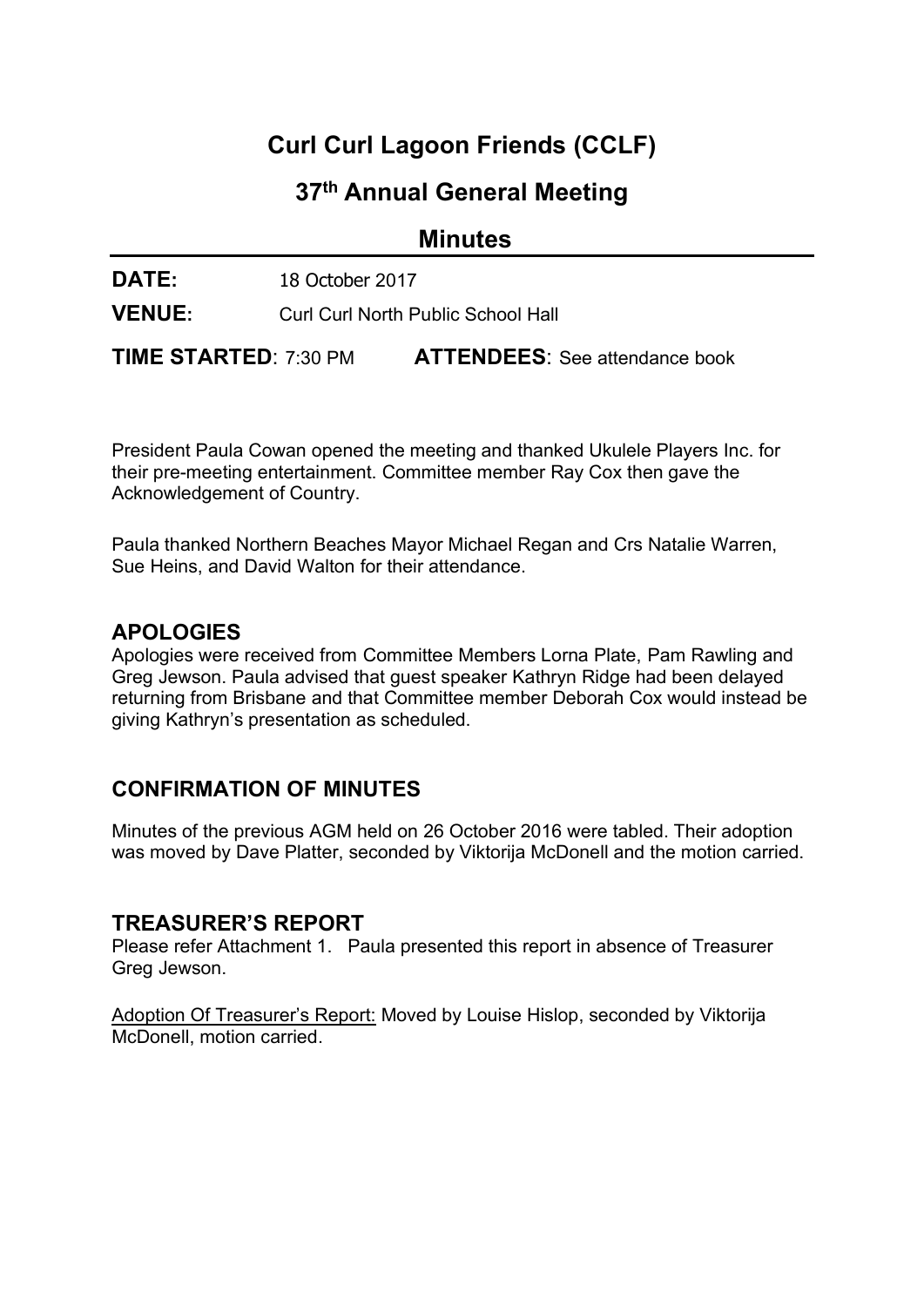# Curl Curl Lagoon Friends (CCLF)

## 37th Annual General Meeting

## Minutes

**DATE:** 18 October 2017

**VENUE:** Curl Curl North Public School Hall

**TIME STARTED**: 7:30 PM **ATTENDEES**: See attendance book

President Paula Cowan opened the meeting and thanked Ukulele Players Inc. for their pre-meeting entertainment. Committee member Ray Cox then gave the Acknowledgement of Country.

Paula thanked Northern Beaches Mayor Michael Regan and Crs Natalie Warren, Sue Heins, and David Walton for their attendance.

### APOLOGIES

Apologies were received from Committee Members Lorna Plate, Pam Rawling and Greg Jewson. Paula advised that guest speaker Kathryn Ridge had been delayed returning from Brisbane and that Committee member Deborah Cox would instead be giving Kathryn's presentation as scheduled.

### CONFIRMATION OF MINUTES

Minutes of the previous AGM held on 26 October 2016 were tabled. Their adoption was moved by Dave Platter, seconded by Viktorija McDonell and the motion carried.

### TREASURER'S REPORT

Please refer Attachment 1. Paula presented this report in absence of Treasurer Greg Jewson.

Adoption Of Treasurer's Report: Moved by Louise Hislop, seconded by Viktorija McDonell, motion carried.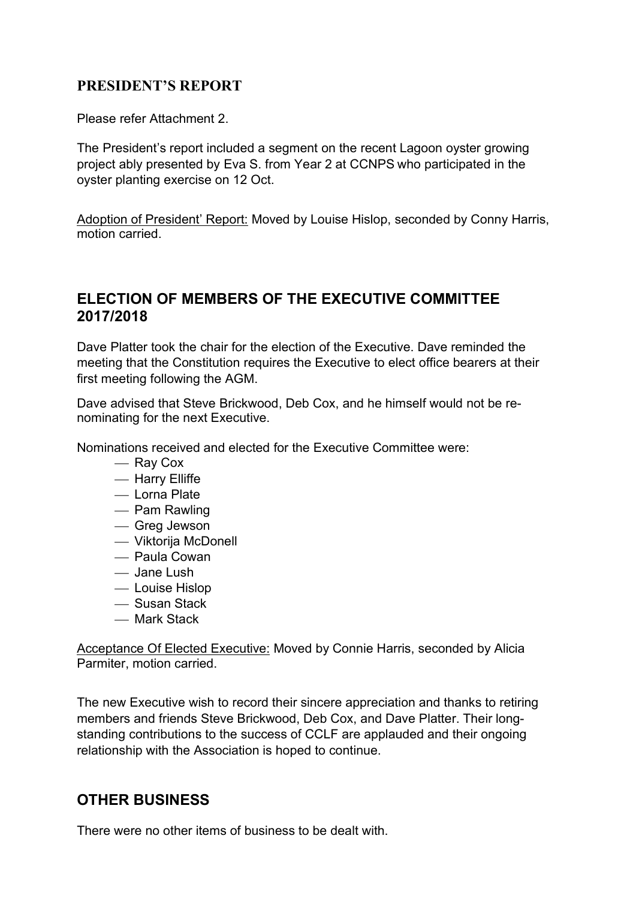## PRESIDENT'S REPORT

Please refer Attachment 2.

The President's report included a segment on the recent Lagoon oyster growing project ably presented by Eva S. from Year 2 at CCNPS who participated in the oyster planting exercise on 12 Oct.

Adoption of President' Report: Moved by Louise Hislop, seconded by Conny Harris, motion carried.

## ELECTION OF MEMBERS OF THE EXECUTIVE COMMITTEE 2017/2018

Dave Platter took the chair for the election of the Executive. Dave reminded the meeting that the Constitution requires the Executive to elect office bearers at their first meeting following the AGM.

Dave advised that Steve Brickwood, Deb Cox, and he himself would not be re-nominating for the next Executive.

Nominations received and elected for the Executive Committee were:

- Ray Cox
- Harry Elliffe
- Lorna Plate
- Pam Rawling
- Greg Jewson
- Viktorija McDonell
- Paula Cowan
- Jane Lush
- Louise Hislop
- Susan Stack
- Mark Stack

Acceptance Of Elected Executive: Moved by Connie Harris, seconded by Alicia Parmiter, motion carried.

The new Executive wish to record their sincere appreciation and thanks to retiring members and friends Steve Brickwood, Deb Cox, and Dave Platter. Their long-standing contributions to the success of CCLF are applauded and their ongoing relationship with the Association is hoped to continue.

## OTHER BUSINESS

There were no other items of business to be dealt with.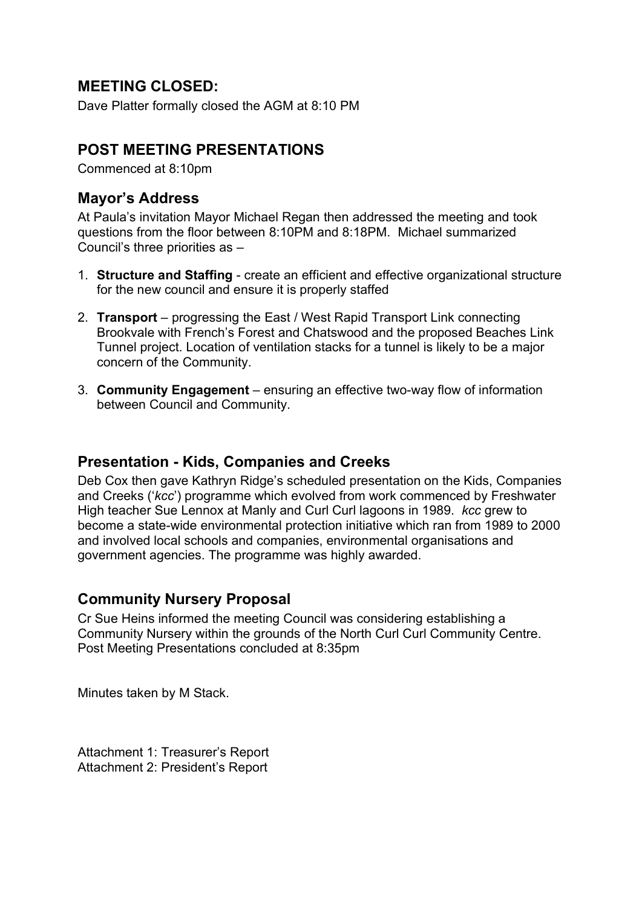## MEETING CLOSED:

Dave Platter formally closed the AGM at 8:10 PM

## POST MEETING PRESENTATIONS

Commenced at 8:10pm

### Mayor's Address

At Paula's invitation Mayor Michael Regan then addressed the meeting and took questions from the floor between 8:10PM and 8:18PM. Michael summarized Council's three priorities as –

1. **Structure and Staffing** - create an efficient and effective organizational structure for the new council and ensure it is properly staffed
2. **Transport** – progressing the East / West Rapid Transport Link connecting Brookvale with French's Forest and Chatswood and the proposed Beaches Link Tunnel project. Location of ventilation stacks for a tunnel is likely to be a major concern of the Community.
3. **Community Engagement** – ensuring an effective two-way flow of information between Council and Community.

### Presentation - Kids, Companies and Creeks

Deb Cox then gave Kathryn Ridge's scheduled presentation on the Kids, Companies and Creeks ('*kcc*') programme which evolved from work commenced by Freshwater High teacher Sue Lennox at Manly and Curl Curl lagoons in 1989. *kcc* grew to become a state-wide environmental protection initiative which ran from 1989 to 2000 and involved local schools and companies, environmental organisations and government agencies. The programme was highly awarded.

### Community Nursery Proposal

Cr Sue Heins informed the meeting Council was considering establishing a Community Nursery within the grounds of the North Curl Curl Community Centre. Post Meeting Presentations concluded at 8:35pm

Minutes taken by M Stack.

Attachment 1: Treasurer's Report
Attachment 2: President's Report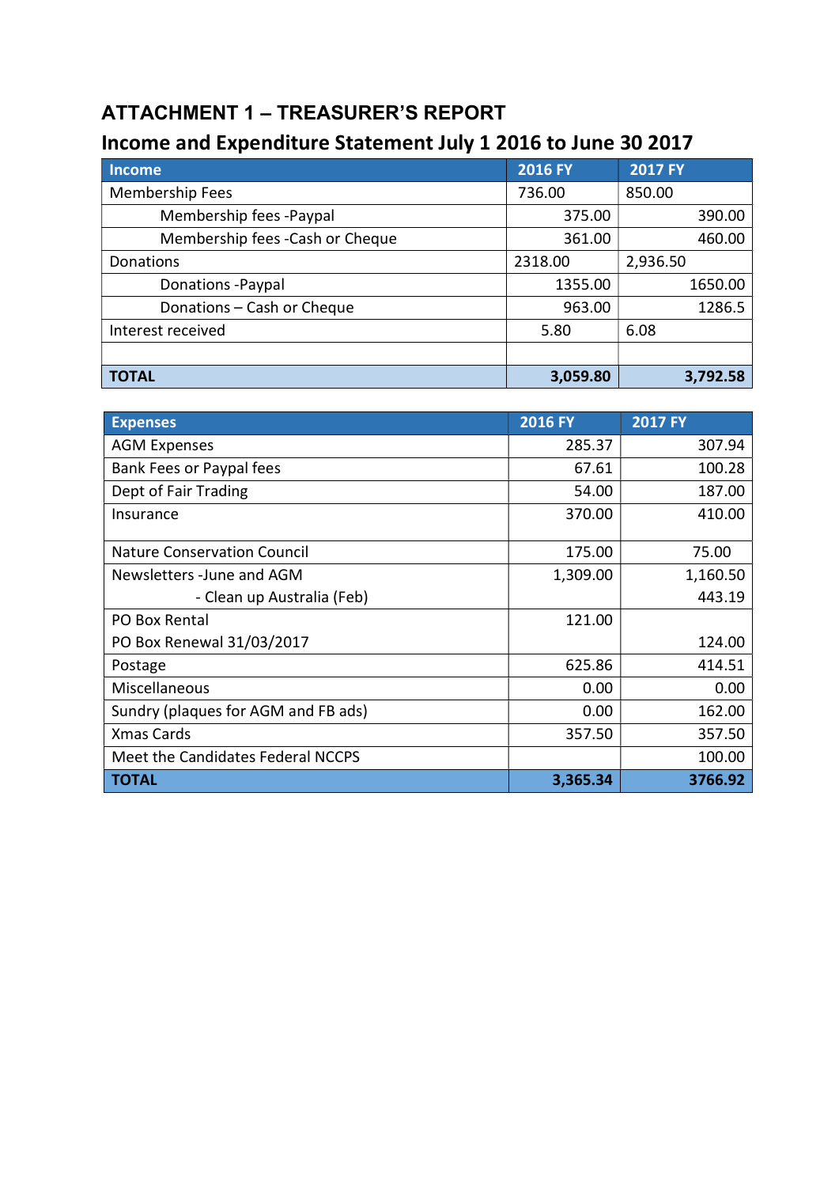## ATTACHMENT 1 – TREASURER'S REPORT

## Income and Expenditure Statement July 1 2016 to June 30 2017

| Income | 2016 FY | 2017 FY |
|---|---|---|
| Membership Fees | 736.00 | 850.00 |
| Membership fees -Paypal | 375.00 | 390.00 |
| Membership fees -Cash or Cheque | 361.00 | 460.00 |
| Donations | 2318.00 | 2,936.50 |
| Donations -Paypal | 1355.00 | 1650.00 |
| Donations – Cash or Cheque | 963.00 | 1286.5 |
| Interest received | 5.80 | 6.08 |
| | | |
| **TOTAL** | **3,059.80** | **3,792.58** |

| Expenses | 2016 FY | 2017 FY |
|---|---|---|
| AGM Expenses | 285.37 | 307.94 |
| Bank Fees or Paypal fees | 67.61 | 100.28 |
| Dept of Fair Trading | 54.00 | 187.00 |
| Insurance | 370.00 | 410.00 |
| Nature Conservation Council | 175.00 | 75.00 |
| Newsletters -June and AGM | 1,309.00 | 1,160.50 |
| - Clean up Australia (Feb) | | 443.19 |
| PO Box Rental | 121.00 | |
| PO Box Renewal 31/03/2017 | | 124.00 |
| Postage | 625.86 | 414.51 |
| Miscellaneous | 0.00 | 0.00 |
| Sundry (plaques for AGM and FB ads) | 0.00 | 162.00 |
| Xmas Cards | 357.50 | 357.50 |
| Meet the Candidates Federal NCCPS | | 100.00 |
| **TOTAL** | **3,365.34** | **3766.92** |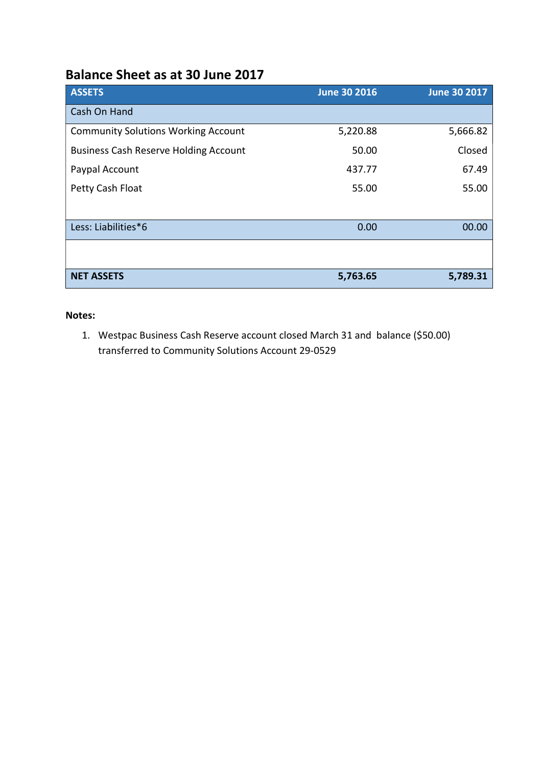## Balance Sheet as at 30 June 2017

| ASSETS | June 30 2016 | June 30 2017 |
|---|---|---|
| Cash On Hand | | |
| Community Solutions Working Account | 5,220.88 | 5,666.82 |
| Business Cash Reserve Holding Account | 50.00 | Closed |
| Paypal Account | 437.77 | 67.49 |
| Petty Cash Float | 55.00 | 55.00 |
| | | |
| Less: Liabilities*6 | 0.00 | 00.00 |
| | | |
| **NET ASSETS** | **5,763.65** | **5,789.31** |

**Notes:**

1. Westpac Business Cash Reserve account closed March 31 and balance ($50.00) transferred to Community Solutions Account 29-0529